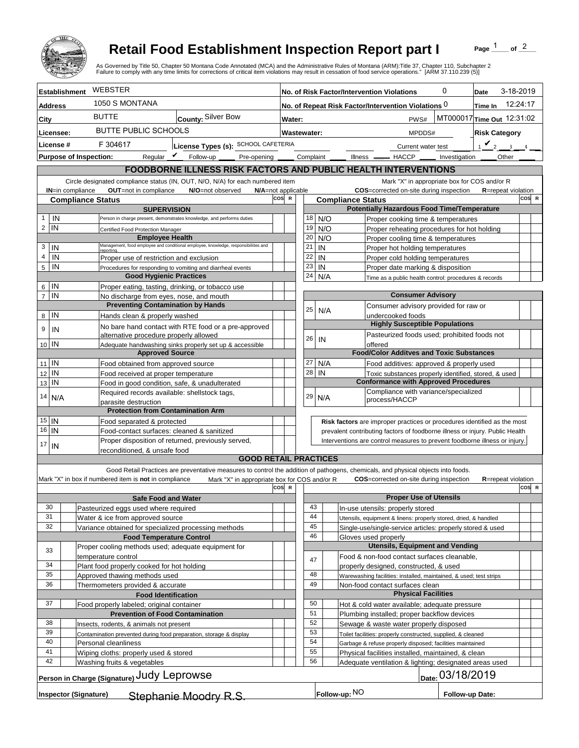# Retail Food Establishment Inspection Report part I

As Governed by Title 50, Chapter 50 Montana Code Annotated (MCA) and the Administrative Rules of Montana (ARM):Title 37, Chapter 110, Subchapter 2
Failure to comply with any time limits for corrections of critical item violations may result in cessation of food service operations." [ARM 37.110.239 (5)]

| | | | | | |
|---|---|---|---|---|---|
| **Establishment** | WEBSTER | **No. of Risk Factor/Intervention Violations** | 0 | **Date** | 3-18-2019 |
| **Address** | 1050 S MONTANA | **No. of Repeat Risk Factor/Intervention Violations** | 0 | **Time In** | 12:24:17 |
| **City** | BUTTE **County:** Silver Bow | **Water:** | PWS# MT000017 | **Time Out** | 12:31:02 |
| **Licensee:** | BUTTE PUBLIC SCHOOLS | **Wastewater:** | MPDDS# | **Risk Category** | |
| **License #** | F 304617 **License Types (s):** SCHOOL CAFETERIA | | Current water test | | 1 ✔ 2 3 4 |
| **Purpose of Inspection:** | Regular ✔ Follow-up ___ Pre-opening ___ | Complaint ___ Illness ___ HACCP ___ Investigation ___ Other ___ | | | |

## FOODBORNE ILLNESS RISK FACTORS AND PUBLIC HEALTH INTERVENTIONS

Circle designated compliance status (IN, OUT, N/O, N/A) for each numbered item
**IN**=in compliance **OUT**=not in compliance **N/O**=not observed **N/A**=not applicable

Mark "X" in appropriate box for COS and/or R
**COS**=corrected on-site during inspection **R**=repeat violation

| # | Compliance Status | Item | COS | R |
|---|---|---|---|---|
| | | **SUPERVISION** | | |
| 1 | IN | Person in charge present, demonstrates knowledge, and performs duties | | |
| 2 | IN | Certified Food Protection Manager | | |
| | | **Employee Health** | | |
| 3 | IN | Management, food employee and conditional employee, knowledge, responsibiliites and reporting. | | |
| 4 | IN | Proper use of restriction and exclusion | | |
| 5 | IN | Procedures for responding to vomiting and diarrheal events | | |
| | | **Good Hygienic Practices** | | |
| 6 | IN | Proper eating, tasting, drinking, or tobacco use | | |
| 7 | IN | No discharge from eyes, nose, and mouth | | |
| | | **Preventing Contamination by Hands** | | |
| 8 | IN | Hands clean & properly washed | | |
| 9 | IN | No bare hand contact with RTE food or a pre-approved alternative procedure properly allowed | | |
| 10 | IN | Adequate handwashing sinks properly set up & accessible | | |
| | | **Approved Source** | | |
| 11 | IN | Food obtained from approved source | | |
| 12 | IN | Food received at proper temperature | | |
| 13 | IN | Food in good condition, safe, & unadulterated | | |
| 14 | N/A | Required records available: shellstock tags, parasite destruction | | |
| | | **Protection from Contamination Arm** | | |
| 15 | IN | Food separated & protected | | |
| 16 | IN | Food-contact surfaces: cleaned & sanitized | | |
| 17 | IN | Proper disposition of returned, previously served, reconditioned, & unsafe food | | |
| | | **Potentially Hazardous Food Time/Temperature** | | |
| 18 | N/O | Proper cooking time & temperatures | | |
| 19 | N/O | Proper reheating procedures for hot holding | | |
| 20 | N/O | Proper cooling time & temperatures | | |
| 21 | IN | Proper hot holding temperatures | | |
| 22 | IN | Proper cold holding temperatures | | |
| 23 | IN | Proper date marking & disposition | | |
| 24 | N/A | Time as a public health control: procedures & records | | |
| | | **Consumer Advisory** | | |
| 25 | N/A | Consumer advisory provided for raw or undercooked foods | | |
| | | **Highly Susceptible Populations** | | |
| 26 | IN | Pasteurized foods used; prohibited foods not offered | | |
| | | **Food/Color Additves and Toxic Substances** | | |
| 27 | N/A | Food additives: approved & properly used | | |
| 28 | IN | Toxic substances properly identified, stored, & used | | |
| | | **Conformance with Approved Procedures** | | |
| 29 | N/A | Compliance with variance/specialized process/HACCP | | |

**Risk factors** are improper practices or procedures identified as the most prevalent contributing factors of foodborne illness or injury. Public Health Interventions are control measures to prevent foodborne illness or injury.

## GOOD RETAIL PRACTICES

Good Retail Practices are preventative measures to control the addition of pathogens, chemicals, and physical objects into foods.
Mark "X" in box if numbered item is **not** in compliance. Mark "X" in appropriate box for COS and/or R. **COS**=corrected on-site during inspection **R**=repeat violation

| # | X | Item | COS | R |
|---|---|---|---|---|
| | | **Safe Food and Water** | | |
| 30 | | Pasteurized eggs used where required | | |
| 31 | | Water & ice from approved source | | |
| 32 | | Variance obtained for specialized processing methods | | |
| | | **Food Temperature Control** | | |
| 33 | | Proper cooling methods used; adequate equipment for temperature control | | |
| 34 | | Plant food properly cooked for hot holding | | |
| 35 | | Approved thawing methods used | | |
| 36 | | Thermometers provided & accurate | | |
| | | **Food Identification** | | |
| 37 | | Food properly labeled; original container | | |
| | | **Prevention of Food Contamination** | | |
| 38 | | Insects, rodents, & animals not present | | |
| 39 | | Contamination prevented during food preparation, storage & display | | |
| 40 | | Personal cleanliness | | |
| 41 | | Wiping cloths: properly used & stored | | |
| 42 | | Washing fruits & vegetables | | |
| | | **Proper Use of Utensils** | | |
| 43 | | In-use utensils: properly stored | | |
| 44 | | Utensils, equipment & linens: properly stored, dried, & handled | | |
| 45 | | Single-use/single-service articles: properly stored & used | | |
| 46 | | Gloves used properly | | |
| | | **Utensils, Equipment and Vending** | | |
| 47 | | Food & non-food contact surfaces cleanable, properly designed, constructed, & used | | |
| 48 | | Warewashing facilities: installed, maintained, & used; test strips | | |
| 49 | | Non-food contact surfaces clean | | |
| | | **Physical Facilities** | | |
| 50 | | Hot & cold water available; adequate pressure | | |
| 51 | | Plumbing installed; proper backflow devices | | |
| 52 | | Sewage & waste water properly disposed | | |
| 53 | | Toilet facilities: properly constructed, supplied, & cleaned | | |
| 54 | | Garbage & refuse properly disposed; facilities maintained | | |
| 55 | | Physical facilities installed, maintained, & clean | | |
| 56 | | Adequate ventilation & lighting; designated areas used | | |

**Person in Charge (Signature)** Judy Leprowse **Date:** 03/18/2019

**Inspector (Signature)** Stephanie Moodry R.S. **Follow-up:** NO **Follow-up Date:**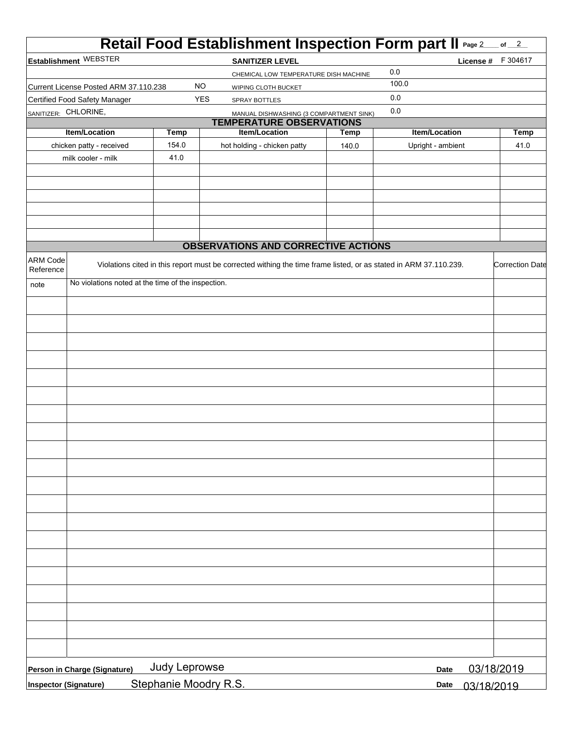# Retail Food Establishment Inspection Form part II

| | | | |
|---|---|---|---|
| **Establishment** WEBSTER | | **SANITIZER LEVEL** | **License #** F 304617 |
| | | CHEMICAL LOW TEMPERATURE DISH MACHINE | 0.0 |
| Current License Posted ARM 37.110.238 | NO | WIPING CLOTH BUCKET | 100.0 |
| Certified Food Safety Manager | YES | SPRAY BOTTLES | 0.0 |
| SANITIZER: CHLORINE, | | MANUAL DISHWASHING (3 COMPARTMENT SINK) | 0.0 |

## TEMPERATURE OBSERVATIONS

| Item/Location | Temp | Item/Location | Temp | Item/Location | Temp |
|---|---|---|---|---|---|
| chicken patty - received | 154.0 | hot holding - chicken patty | 140.0 | Upright - ambient | 41.0 |
| milk cooler - milk | 41.0 | | | | |

## OBSERVATIONS AND CORRECTIVE ACTIONS

| ARM Code Reference | Violations cited in this report must be corrected withing the time frame listed, or as stated in ARM 37.110.239. | Correction Date |
|---|---|---|
| note | No violations noted at the time of the inspection. | |

**Person in Charge (Signature)** Judy Leprowse **Date** 03/18/2019

**Inspector (Signature)** Stephanie Moodry R.S. **Date** 03/18/2019